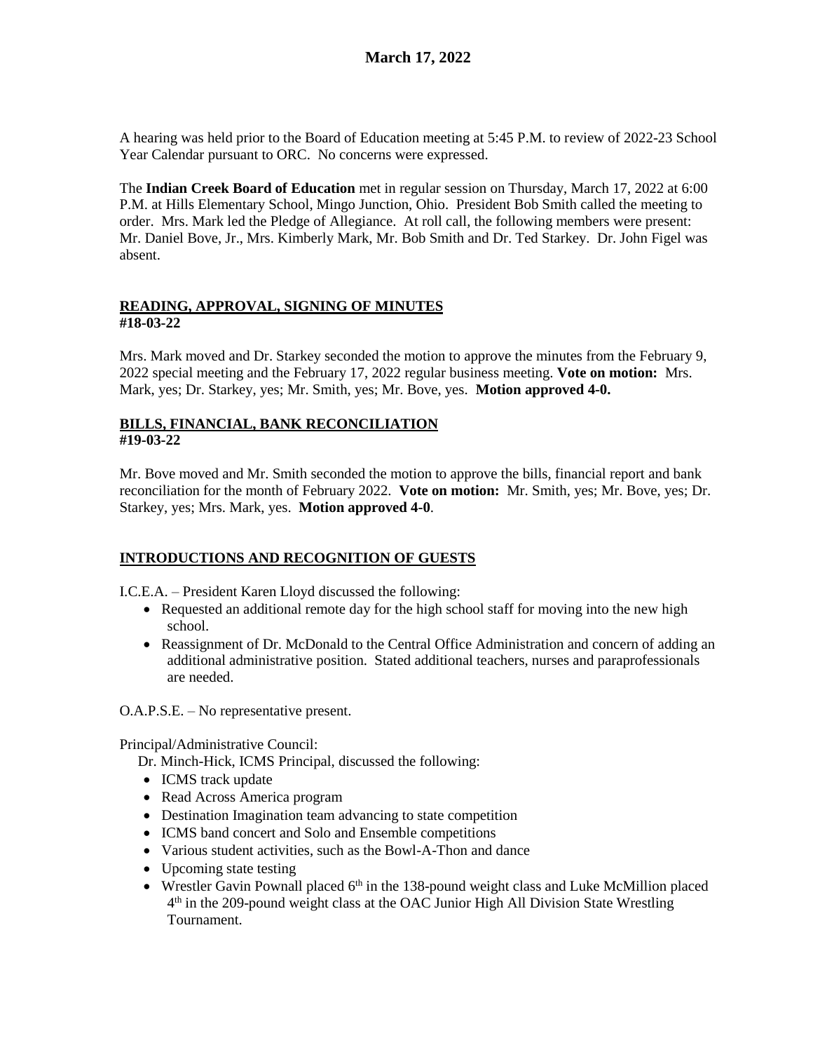# March 17, 2022

A hearing was held prior to the Board of Education meeting at 5:45 P.M. to review of 2022-23 School Year Calendar pursuant to ORC. No concerns were expressed.

The **Indian Creek Board of Education** met in regular session on Thursday, March 17, 2022 at 6:00 P.M. at Hills Elementary School, Mingo Junction, Ohio. President Bob Smith called the meeting to order. Mrs. Mark led the Pledge of Allegiance. At roll call, the following members were present: Mr. Daniel Bove, Jr., Mrs. Kimberly Mark, Mr. Bob Smith and Dr. Ted Starkey. Dr. John Figel was absent.

## READING, APPROVAL, SIGNING OF MINUTES
**#18-03-22**

Mrs. Mark moved and Dr. Starkey seconded the motion to approve the minutes from the February 9, 2022 special meeting and the February 17, 2022 regular business meeting. **Vote on motion:** Mrs. Mark, yes; Dr. Starkey, yes; Mr. Smith, yes; Mr. Bove, yes. **Motion approved 4-0.**

## BILLS, FINANCIAL, BANK RECONCILIATION
**#19-03-22**

Mr. Bove moved and Mr. Smith seconded the motion to approve the bills, financial report and bank reconciliation for the month of February 2022. **Vote on motion:** Mr. Smith, yes; Mr. Bove, yes; Dr. Starkey, yes; Mrs. Mark, yes. **Motion approved 4-0**.

## INTRODUCTIONS AND RECOGNITION OF GUESTS

I.C.E.A. – President Karen Lloyd discussed the following:

- Requested an additional remote day for the high school staff for moving into the new high school.
- Reassignment of Dr. McDonald to the Central Office Administration and concern of adding an additional administrative position. Stated additional teachers, nurses and paraprofessionals are needed.

O.A.P.S.E. – No representative present.

Principal/Administrative Council:

Dr. Minch-Hick, ICMS Principal, discussed the following:

- ICMS track update
- Read Across America program
- Destination Imagination team advancing to state competition
- ICMS band concert and Solo and Ensemble competitions
- Various student activities, such as the Bowl-A-Thon and dance
- Upcoming state testing
- Wrestler Gavin Pownall placed 6th in the 138-pound weight class and Luke McMillion placed 4th in the 209-pound weight class at the OAC Junior High All Division State Wrestling Tournament.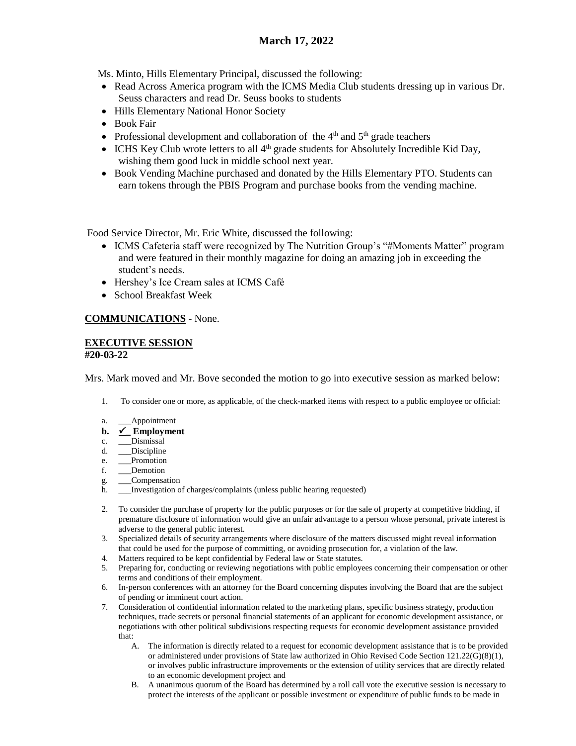## March 17, 2022

Ms. Minto, Hills Elementary Principal, discussed the following:

- Read Across America program with the ICMS Media Club students dressing up in various Dr. Seuss characters and read Dr. Seuss books to students
- Hills Elementary National Honor Society
- Book Fair
- Professional development and collaboration of the 4th and 5th grade teachers
- ICHS Key Club wrote letters to all 4th grade students for Absolutely Incredible Kid Day, wishing them good luck in middle school next year.
- Book Vending Machine purchased and donated by the Hills Elementary PTO. Students can earn tokens through the PBIS Program and purchase books from the vending machine.

Food Service Director, Mr. Eric White, discussed the following:

- ICMS Cafeteria staff were recognized by The Nutrition Group's "#Moments Matter" program and were featured in their monthly magazine for doing an amazing job in exceeding the student's needs.
- Hershey's Ice Cream sales at ICMS Café
- School Breakfast Week

**COMMUNICATIONS** - None.

**EXECUTIVE SESSION**
**#20-03-22**

Mrs. Mark moved and Mr. Bove seconded the motion to go into executive session as marked below:

1. To consider one or more, as applicable, of the check-marked items with respect to a public employee or official:

a. ___Appointment
**b. ✓_ Employment**
c. ___Dismissal
d. ___Discipline
e. ___Promotion
f. ___Demotion
g. ___Compensation
h. ___Investigation of charges/complaints (unless public hearing requested)

2. To consider the purchase of property for the public purposes or for the sale of property at competitive bidding, if premature disclosure of information would give an unfair advantage to a person whose personal, private interest is adverse to the general public interest.
3. Specialized details of security arrangements where disclosure of the matters discussed might reveal information that could be used for the purpose of committing, or avoiding prosecution for, a violation of the law.
4. Matters required to be kept confidential by Federal law or State statutes.
5. Preparing for, conducting or reviewing negotiations with public employees concerning their compensation or other terms and conditions of their employment.
6. In-person conferences with an attorney for the Board concerning disputes involving the Board that are the subject of pending or imminent court action.
7. Consideration of confidential information related to the marketing plans, specific business strategy, production techniques, trade secrets or personal financial statements of an applicant for economic development assistance, or negotiations with other political subdivisions respecting requests for economic development assistance provided that:
   A. The information is directly related to a request for economic development assistance that is to be provided or administered under provisions of State law authorized in Ohio Revised Code Section 121.22(G)(8)(1), or involves public infrastructure improvements or the extension of utility services that are directly related to an economic development project and
   B. A unanimous quorum of the Board has determined by a roll call vote the executive session is necessary to protect the interests of the applicant or possible investment or expenditure of public funds to be made in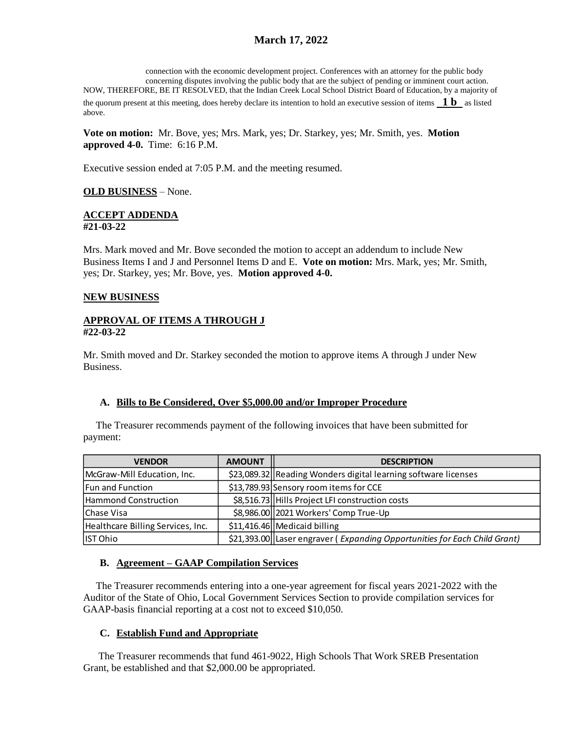connection with the economic development project. Conferences with an attorney for the public body concerning disputes involving the public body that are the subject of pending or imminent court action.

NOW, THEREFORE, BE IT RESOLVED, that the Indian Creek Local School District Board of Education, by a majority of the quorum present at this meeting, does hereby declare its intention to hold an executive session of items **1 b** as listed above.

**Vote on motion:** Mr. Bove, yes; Mrs. Mark, yes; Dr. Starkey, yes; Mr. Smith, yes. **Motion approved 4-0.** Time: 6:16 P.M.

Executive session ended at 7:05 P.M. and the meeting resumed.

**OLD BUSINESS** – None.

**ACCEPT ADDENDA**
**#21-03-22**

Mrs. Mark moved and Mr. Bove seconded the motion to accept an addendum to include New Business Items I and J and Personnel Items D and E. **Vote on motion:** Mrs. Mark, yes; Mr. Smith, yes; Dr. Starkey, yes; Mr. Bove, yes. **Motion approved 4-0.**

**NEW BUSINESS**

**APPROVAL OF ITEMS A THROUGH J**
**#22-03-22**

Mr. Smith moved and Dr. Starkey seconded the motion to approve items A through J under New Business.

**A. Bills to Be Considered, Over $5,000.00 and/or Improper Procedure**

The Treasurer recommends payment of the following invoices that have been submitted for payment:

| VENDOR | AMOUNT | DESCRIPTION |
|---|---|---|
| McGraw-Mill Education, Inc. | $23,089.32 | Reading Wonders digital learning software licenses |
| Fun and Function | $13,789.93 | Sensory room items for CCE |
| Hammond Construction | $8,516.73 | Hills Project LFI construction costs |
| Chase Visa | $8,986.00 | 2021 Workers' Comp True-Up |
| Healthcare Billing Services, Inc. | $11,416.46 | Medicaid billing |
| IST Ohio | $21,393.00 | Laser engraver ( *Expanding Opportunities for Each Child Grant)* |

**B. Agreement – GAAP Compilation Services**

The Treasurer recommends entering into a one-year agreement for fiscal years 2021-2022 with the Auditor of the State of Ohio, Local Government Services Section to provide compilation services for GAAP-basis financial reporting at a cost not to exceed $10,050.

**C. Establish Fund and Appropriate**

The Treasurer recommends that fund 461-9022, High Schools That Work SREB Presentation Grant, be established and that $2,000.00 be appropriated.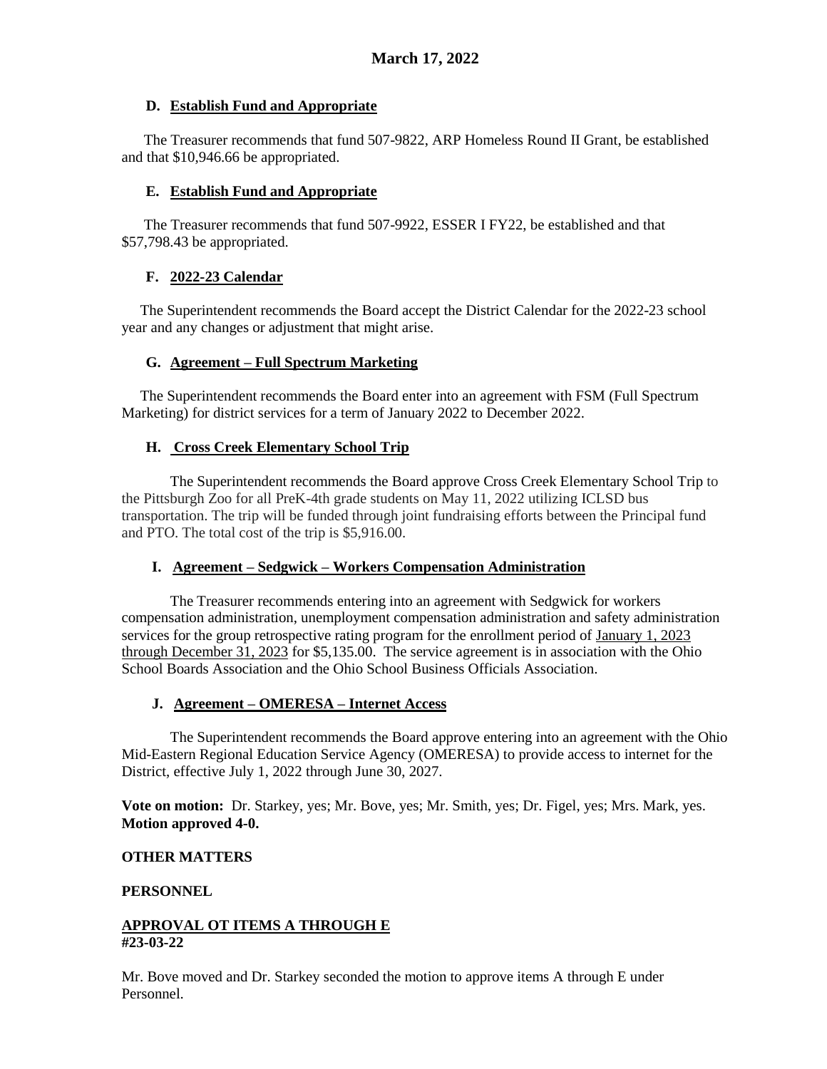# March 17, 2022

**D. Establish Fund and Appropriate**

The Treasurer recommends that fund 507-9822, ARP Homeless Round II Grant, be established and that $10,946.66 be appropriated.

**E. Establish Fund and Appropriate**

The Treasurer recommends that fund 507-9922, ESSER I FY22, be established and that $57,798.43 be appropriated.

**F. 2022-23 Calendar**

The Superintendent recommends the Board accept the District Calendar for the 2022-23 school year and any changes or adjustment that might arise.

**G. Agreement – Full Spectrum Marketing**

The Superintendent recommends the Board enter into an agreement with FSM (Full Spectrum Marketing) for district services for a term of January 2022 to December 2022.

**H. Cross Creek Elementary School Trip**

The Superintendent recommends the Board approve Cross Creek Elementary School Trip to the Pittsburgh Zoo for all PreK-4th grade students on May 11, 2022 utilizing ICLSD bus transportation. The trip will be funded through joint fundraising efforts between the Principal fund and PTO. The total cost of the trip is $5,916.00.

**I. Agreement – Sedgwick – Workers Compensation Administration**

The Treasurer recommends entering into an agreement with Sedgwick for workers compensation administration, unemployment compensation administration and safety administration services for the group retrospective rating program for the enrollment period of January 1, 2023 through December 31, 2023 for $5,135.00. The service agreement is in association with the Ohio School Boards Association and the Ohio School Business Officials Association.

**J. Agreement – OMERESA – Internet Access**

The Superintendent recommends the Board approve entering into an agreement with the Ohio Mid-Eastern Regional Education Service Agency (OMERESA) to provide access to internet for the District, effective July 1, 2022 through June 30, 2027.

**Vote on motion:** Dr. Starkey, yes; Mr. Bove, yes; Mr. Smith, yes; Dr. Figel, yes; Mrs. Mark, yes. **Motion approved 4-0.**

**OTHER MATTERS**

**PERSONNEL**

**APPROVAL OT ITEMS A THROUGH E**
**#23-03-22**

Mr. Bove moved and Dr. Starkey seconded the motion to approve items A through E under Personnel.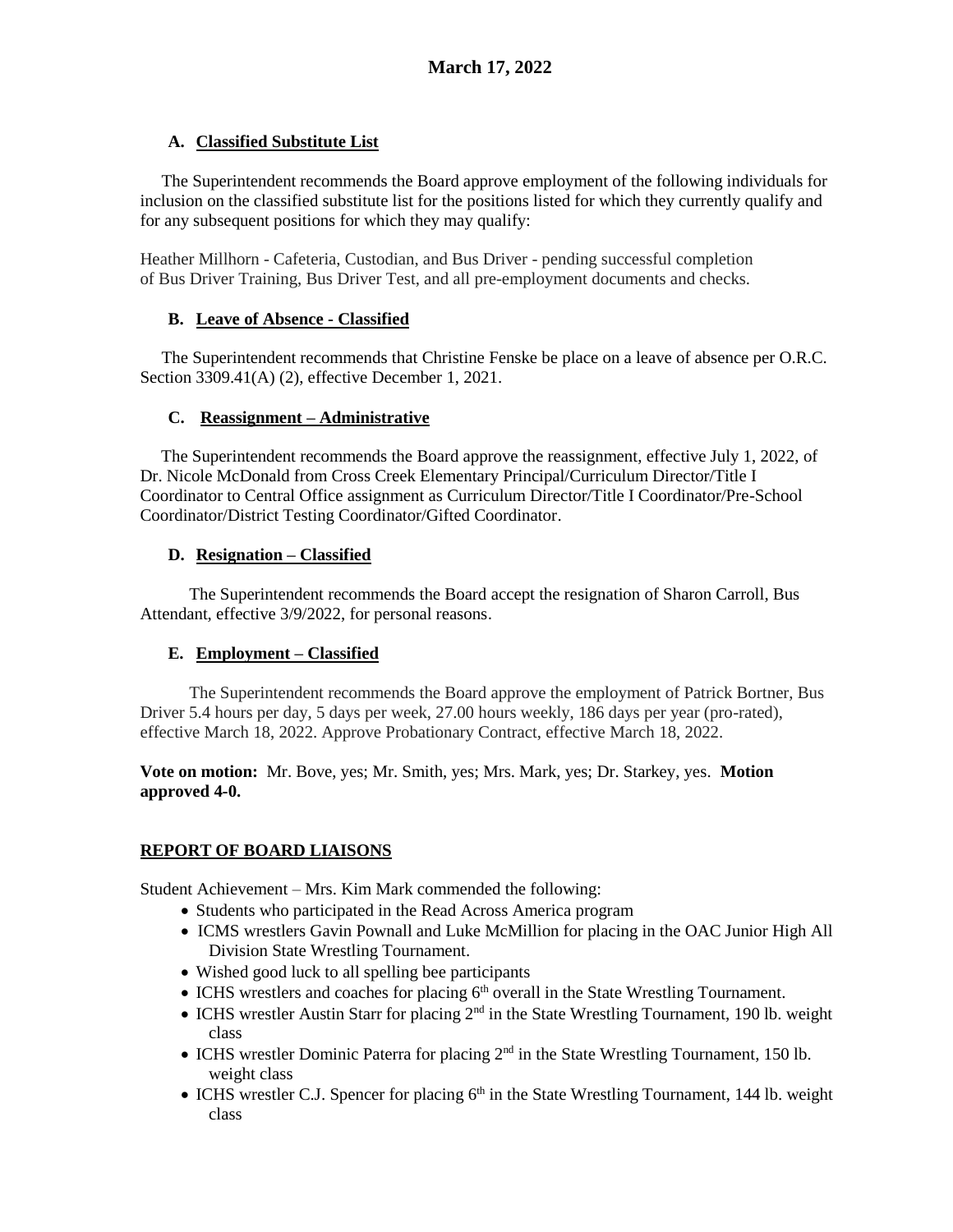**March 17, 2022**

**A. Classified Substitute List**

The Superintendent recommends the Board approve employment of the following individuals for inclusion on the classified substitute list for the positions listed for which they currently qualify and for any subsequent positions for which they may qualify:

Heather Millhorn - Cafeteria, Custodian, and Bus Driver - pending successful completion of Bus Driver Training, Bus Driver Test, and all pre-employment documents and checks.

**B. Leave of Absence - Classified**

The Superintendent recommends that Christine Fenske be place on a leave of absence per O.R.C. Section 3309.41(A) (2), effective December 1, 2021.

**C. Reassignment – Administrative**

The Superintendent recommends the Board approve the reassignment, effective July 1, 2022, of Dr. Nicole McDonald from Cross Creek Elementary Principal/Curriculum Director/Title I Coordinator to Central Office assignment as Curriculum Director/Title I Coordinator/Pre-School Coordinator/District Testing Coordinator/Gifted Coordinator.

**D. Resignation – Classified**

The Superintendent recommends the Board accept the resignation of Sharon Carroll, Bus Attendant, effective 3/9/2022, for personal reasons.

**E. Employment – Classified**

The Superintendent recommends the Board approve the employment of Patrick Bortner, Bus Driver 5.4 hours per day, 5 days per week, 27.00 hours weekly, 186 days per year (pro-rated), effective March 18, 2022. Approve Probationary Contract, effective March 18, 2022.

**Vote on motion:** Mr. Bove, yes; Mr. Smith, yes; Mrs. Mark, yes; Dr. Starkey, yes. **Motion approved 4-0.**

**REPORT OF BOARD LIAISONS**

Student Achievement – Mrs. Kim Mark commended the following:

- Students who participated in the Read Across America program
- ICMS wrestlers Gavin Pownall and Luke McMillion for placing in the OAC Junior High All Division State Wrestling Tournament.
- Wished good luck to all spelling bee participants
- ICHS wrestlers and coaches for placing 6th overall in the State Wrestling Tournament.
- ICHS wrestler Austin Starr for placing 2nd in the State Wrestling Tournament, 190 lb. weight class
- ICHS wrestler Dominic Paterra for placing 2nd in the State Wrestling Tournament, 150 lb. weight class
- ICHS wrestler C.J. Spencer for placing 6th in the State Wrestling Tournament, 144 lb. weight class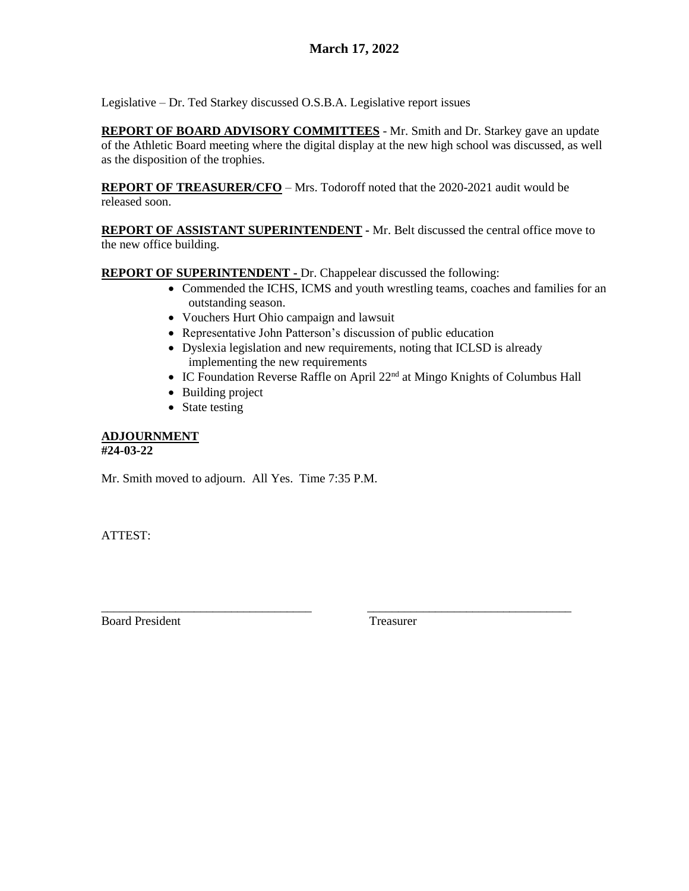**March 17, 2022**

Legislative – Dr. Ted Starkey discussed O.S.B.A. Legislative report issues

**REPORT OF BOARD ADVISORY COMMITTEES** - Mr. Smith and Dr. Starkey gave an update of the Athletic Board meeting where the digital display at the new high school was discussed, as well as the disposition of the trophies.

**REPORT OF TREASURER/CFO** – Mrs. Todoroff noted that the 2020-2021 audit would be released soon.

**REPORT OF ASSISTANT SUPERINTENDENT** - Mr. Belt discussed the central office move to the new office building.

**REPORT OF SUPERINTENDENT -** Dr. Chappelear discussed the following:

- Commended the ICHS, ICMS and youth wrestling teams, coaches and families for an outstanding season.
- Vouchers Hurt Ohio campaign and lawsuit
- Representative John Patterson's discussion of public education
- Dyslexia legislation and new requirements, noting that ICLSD is already implementing the new requirements
- IC Foundation Reverse Raffle on April 22nd at Mingo Knights of Columbus Hall
- Building project
- State testing

**ADJOURNMENT**
**#24-03-22**

Mr. Smith moved to adjourn. All Yes. Time 7:35 P.M.

ATTEST:

\_\_\_\_\_\_\_\_\_\_\_\_\_\_\_\_\_\_\_\_\_\_\_\_\_\_\_\_\_\_\_\_\_\_ \_\_\_\_\_\_\_\_\_\_\_\_\_\_\_\_\_\_\_\_\_\_\_\_\_\_\_\_\_\_\_\_\_\_

Board President Treasurer